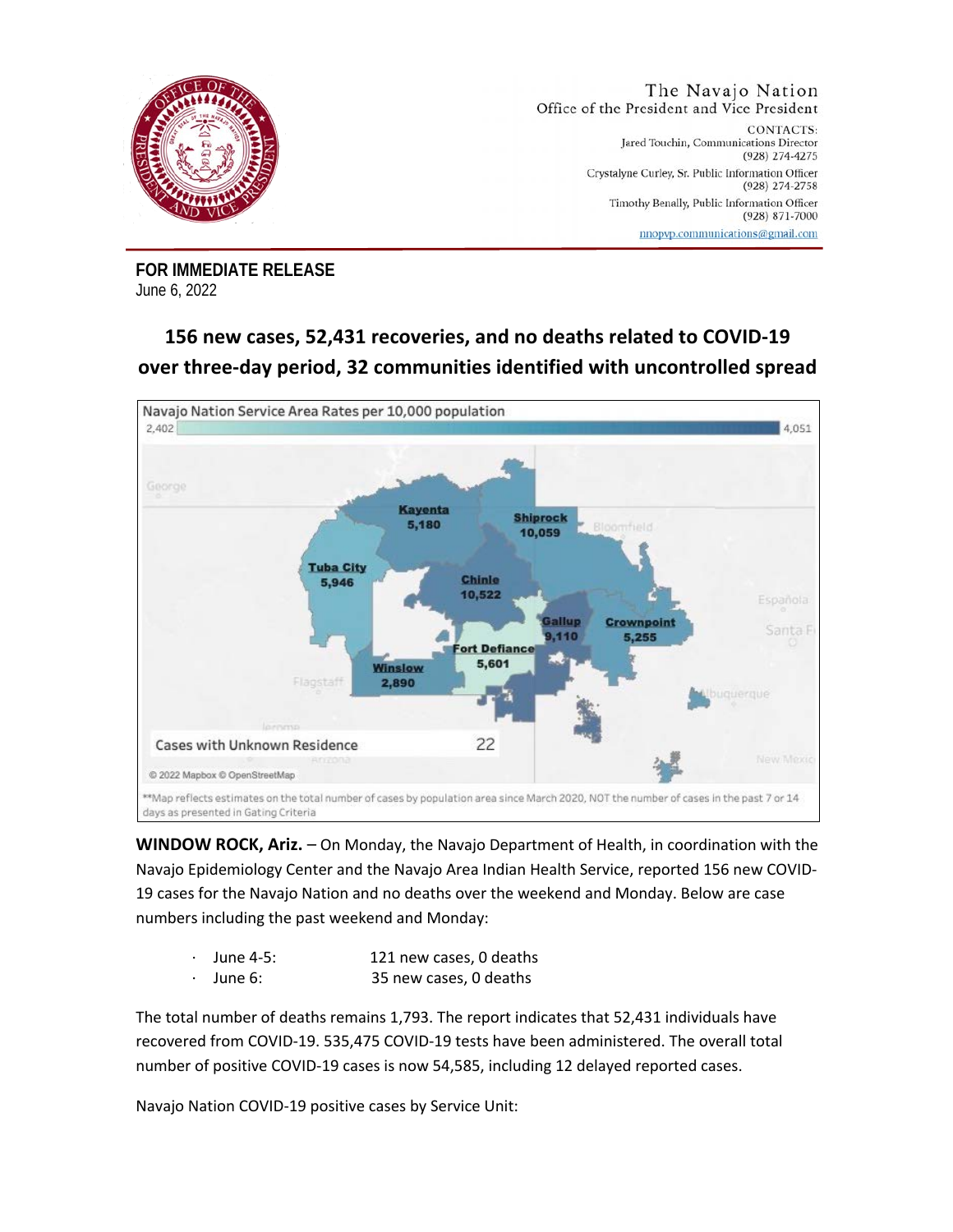The Navajo Nation
Office of the President and Vice President

CONTACTS:
Jared Touchin, Communications Director
(928) 274-4275
Crystalyne Curley, Sr. Public Information Officer
(928) 274-2758
Timothy Benally, Public Information Officer
(928) 871-7000
nnopvp.communications@gmail.com

**FOR IMMEDIATE RELEASE**
June 6, 2022

## 156 new cases, 52,431 recoveries, and no deaths related to COVID-19 over three-day period, 32 communities identified with uncontrolled spread

Navajo Nation Service Area Rates per 10,000 population

2,402 — 4,051

Kayenta 5,180
Shiprock 10,059
Tuba City 5,946
Chinle 10,522
Gallup 9,110
Crownpoint 5,255
Fort Defiance 5,601
Winslow 2,890

Cases with Unknown Residence 22

© 2022 Mapbox © OpenStreetMap

**Map reflects estimates on the total number of cases by population area since March 2020, NOT the number of cases in the past 7 or 14 days as presented in Gating Criteria

**WINDOW ROCK, Ariz.** – On Monday, the Navajo Department of Health, in coordination with the Navajo Epidemiology Center and the Navajo Area Indian Health Service, reported 156 new COVID-19 cases for the Navajo Nation and no deaths over the weekend and Monday. Below are case numbers including the past weekend and Monday:

- June 4-5: 121 new cases, 0 deaths
- June 6: 35 new cases, 0 deaths

The total number of deaths remains 1,793. The report indicates that 52,431 individuals have recovered from COVID-19. 535,475 COVID-19 tests have been administered. The overall total number of positive COVID-19 cases is now 54,585, including 12 delayed reported cases.

Navajo Nation COVID-19 positive cases by Service Unit: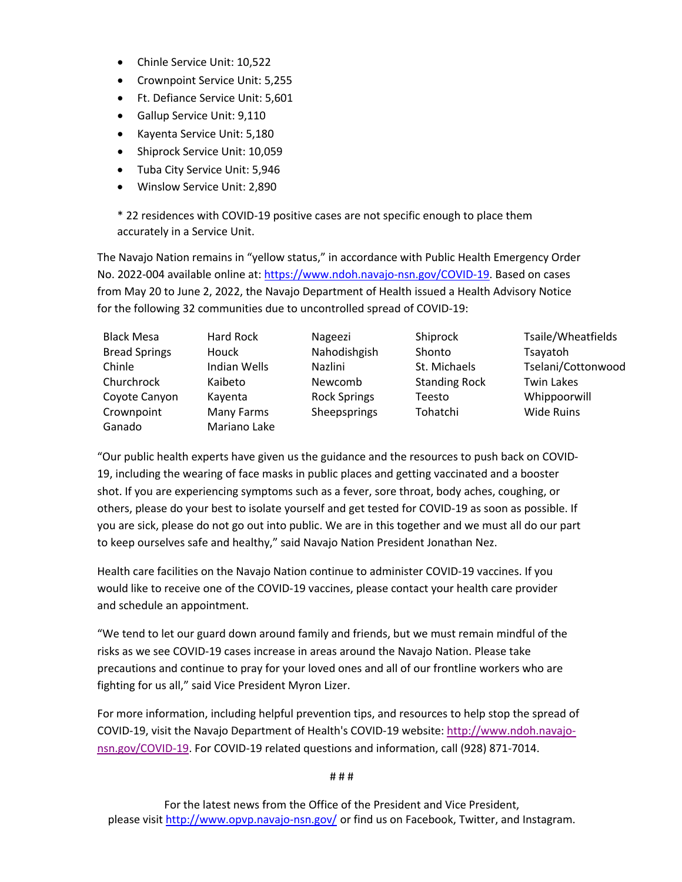- Chinle Service Unit: 10,522
- Crownpoint Service Unit: 5,255
- Ft. Defiance Service Unit: 5,601
- Gallup Service Unit: 9,110
- Kayenta Service Unit: 5,180
- Shiprock Service Unit: 10,059
- Tuba City Service Unit: 5,946
- Winslow Service Unit: 2,890

* 22 residences with COVID-19 positive cases are not specific enough to place them accurately in a Service Unit.

The Navajo Nation remains in "yellow status," in accordance with Public Health Emergency Order No. 2022-004 available online at: https://www.ndoh.navajo-nsn.gov/COVID-19. Based on cases from May 20 to June 2, 2022, the Navajo Department of Health issued a Health Advisory Notice for the following 32 communities due to uncontrolled spread of COVID-19:

| | | | | |
|---|---|---|---|---|
| Black Mesa | Hard Rock | Nageezi | Shiprock | Tsaile/Wheatfields |
| Bread Springs | Houck | Nahodishgish | Shonto | Tsayatoh |
| Chinle | Indian Wells | Nazlini | St. Michaels | Tselani/Cottonwood |
| Churchrock | Kaibeto | Newcomb | Standing Rock | Twin Lakes |
| Coyote Canyon | Kayenta | Rock Springs | Teesto | Whippoorwill |
| Crownpoint | Many Farms | Sheepsprings | Tohatchi | Wide Ruins |
| Ganado | Mariano Lake | | | |

"Our public health experts have given us the guidance and the resources to push back on COVID-19, including the wearing of face masks in public places and getting vaccinated and a booster shot. If you are experiencing symptoms such as a fever, sore throat, body aches, coughing, or others, please do your best to isolate yourself and get tested for COVID-19 as soon as possible. If you are sick, please do not go out into public. We are in this together and we must all do our part to keep ourselves safe and healthy," said Navajo Nation President Jonathan Nez.

Health care facilities on the Navajo Nation continue to administer COVID-19 vaccines. If you would like to receive one of the COVID-19 vaccines, please contact your health care provider and schedule an appointment.

"We tend to let our guard down around family and friends, but we must remain mindful of the risks as we see COVID-19 cases increase in areas around the Navajo Nation. Please take precautions and continue to pray for your loved ones and all of our frontline workers who are fighting for us all," said Vice President Myron Lizer.

For more information, including helpful prevention tips, and resources to help stop the spread of COVID-19, visit the Navajo Department of Health's COVID-19 website: http://www.ndoh.navajo-nsn.gov/COVID-19. For COVID-19 related questions and information, call (928) 871-7014.

# # #

For the latest news from the Office of the President and Vice President, please visit http://www.opvp.navajo-nsn.gov/ or find us on Facebook, Twitter, and Instagram.